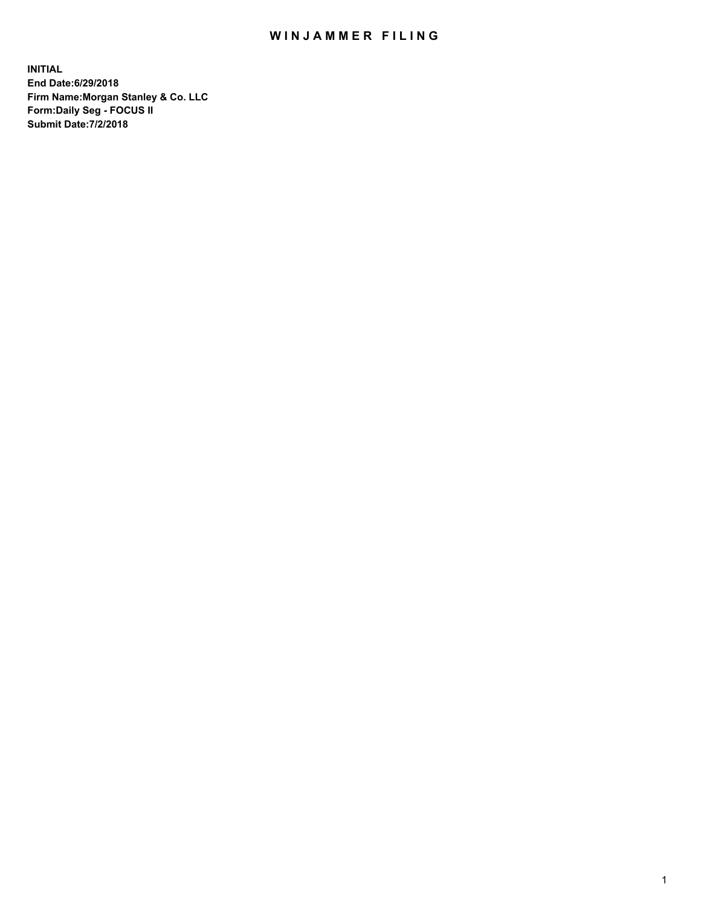# WINJAMMER FILING

**INITIAL**
**End Date:6/29/2018**
**Firm Name:Morgan Stanley & Co. LLC**
**Form:Daily Seg - FOCUS II**
**Submit Date:7/2/2018**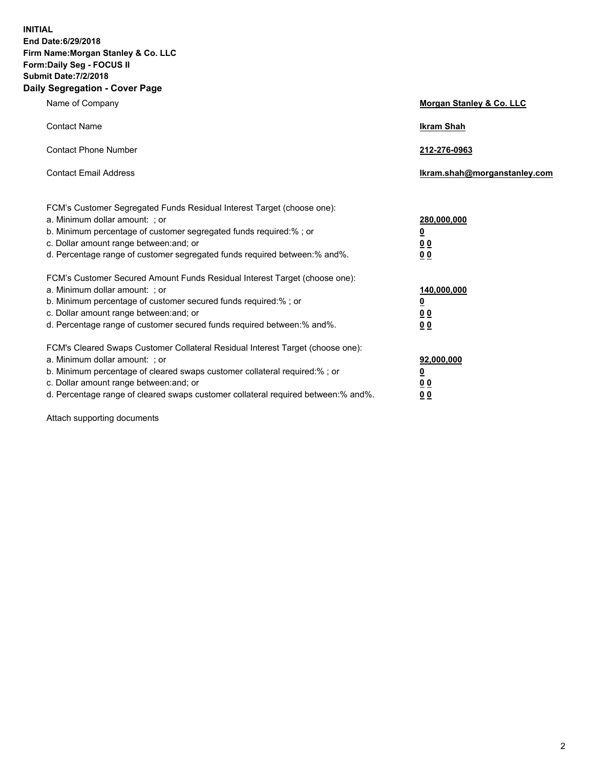**INITIAL**
**End Date:6/29/2018**
**Firm Name:Morgan Stanley & Co. LLC**
**Form:Daily Seg - FOCUS II**
**Submit Date:7/2/2018**
**Daily Segregation - Cover Page**

| | |
|---|---|
| Name of Company | **Morgan Stanley & Co. LLC** |
| Contact Name | **Ikram Shah** |
| Contact Phone Number | **212-276-0963** |
| Contact Email Address | **Ikram.shah@morganstanley.com** |

| | |
|---|---|
| FCM's Customer Segregated Funds Residual Interest Target (choose one): | |
| a. Minimum dollar amount: ; or | **280,000,000** |
| b. Minimum percentage of customer segregated funds required:% ; or | **0** |
| c. Dollar amount range between:and; or | **0 0** |
| d. Percentage range of customer segregated funds required between:% and%. | **0 0** |
| FCM's Customer Secured Amount Funds Residual Interest Target (choose one): | |
| a. Minimum dollar amount: ; or | **140,000,000** |
| b. Minimum percentage of customer secured funds required:% ; or | **0** |
| c. Dollar amount range between:and; or | **0 0** |
| d. Percentage range of customer secured funds required between:% and%. | **0 0** |
| FCM's Cleared Swaps Customer Collateral Residual Interest Target (choose one): | |
| a. Minimum dollar amount: ; or | **92,000,000** |
| b. Minimum percentage of cleared swaps customer collateral required:% ; or | **0** |
| c. Dollar amount range between:and; or | **0 0** |
| d. Percentage range of cleared swaps customer collateral required between:% and%. | **0 0** |

Attach supporting documents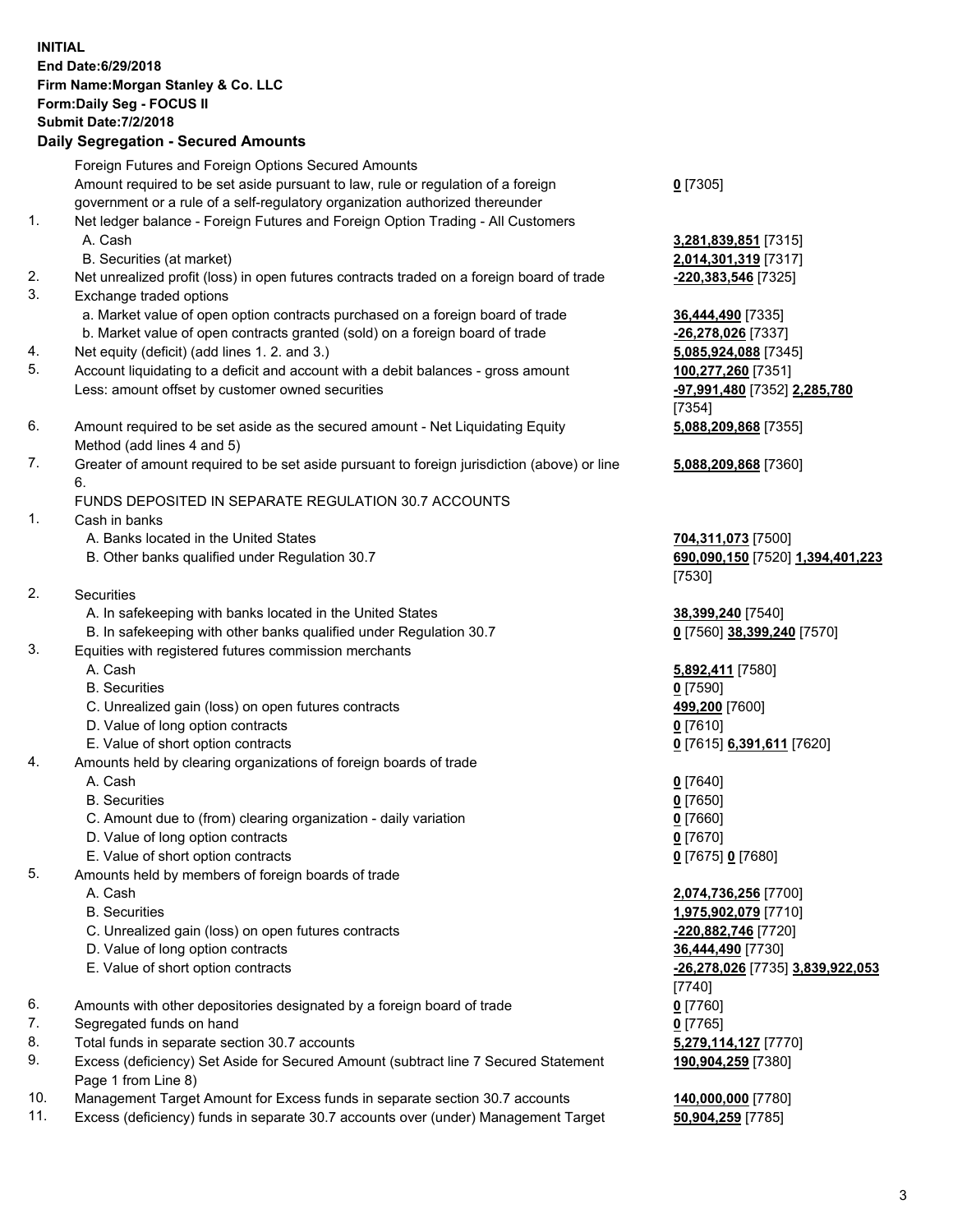**INITIAL**
**End Date:6/29/2018**
**Firm Name:Morgan Stanley & Co. LLC**
**Form:Daily Seg - FOCUS II**
**Submit Date:7/2/2018**

## Daily Segregation - Secured Amounts

| | | |
|---|---|---|
| | Foreign Futures and Foreign Options Secured Amounts | |
| | Amount required to be set aside pursuant to law, rule or regulation of a foreign government or a rule of a self-regulatory organization authorized thereunder | **0** [7305] |
| 1. | Net ledger balance - Foreign Futures and Foreign Option Trading - All Customers | |
| | A. Cash | **3,281,839,851** [7315] |
| | B. Securities (at market) | **2,014,301,319** [7317] |
| 2. | Net unrealized profit (loss) in open futures contracts traded on a foreign board of trade | **-220,383,546** [7325] |
| 3. | Exchange traded options | |
| | a. Market value of open option contracts purchased on a foreign board of trade | **36,444,490** [7335] |
| | b. Market value of open contracts granted (sold) on a foreign board of trade | **-26,278,026** [7337] |
| 4. | Net equity (deficit) (add lines 1. 2. and 3.) | **5,085,924,088** [7345] |
| 5. | Account liquidating to a deficit and account with a debit balances - gross amount | **100,277,260** [7351] |
| | Less: amount offset by customer owned securities | **-97,991,480** [7352] **2,285,780** [7354] |
| 6. | Amount required to be set aside as the secured amount - Net Liquidating Equity Method (add lines 4 and 5) | **5,088,209,868** [7355] |
| 7. | Greater of amount required to be set aside pursuant to foreign jurisdiction (above) or line 6. | **5,088,209,868** [7360] |
| | FUNDS DEPOSITED IN SEPARATE REGULATION 30.7 ACCOUNTS | |
| 1. | Cash in banks | |
| | A. Banks located in the United States | **704,311,073** [7500] |
| | B. Other banks qualified under Regulation 30.7 | **690,090,150** [7520] **1,394,401,223** [7530] |
| 2. | Securities | |
| | A. In safekeeping with banks located in the United States | **38,399,240** [7540] |
| | B. In safekeeping with other banks qualified under Regulation 30.7 | **0** [7560] **38,399,240** [7570] |
| 3. | Equities with registered futures commission merchants | |
| | A. Cash | **5,892,411** [7580] |
| | B. Securities | **0** [7590] |
| | C. Unrealized gain (loss) on open futures contracts | **499,200** [7600] |
| | D. Value of long option contracts | **0** [7610] |
| | E. Value of short option contracts | **0** [7615] **6,391,611** [7620] |
| 4. | Amounts held by clearing organizations of foreign boards of trade | |
| | A. Cash | **0** [7640] |
| | B. Securities | **0** [7650] |
| | C. Amount due to (from) clearing organization - daily variation | **0** [7660] |
| | D. Value of long option contracts | **0** [7670] |
| | E. Value of short option contracts | **0** [7675] **0** [7680] |
| 5. | Amounts held by members of foreign boards of trade | |
| | A. Cash | **2,074,736,256** [7700] |
| | B. Securities | **1,975,902,079** [7710] |
| | C. Unrealized gain (loss) on open futures contracts | **-220,882,746** [7720] |
| | D. Value of long option contracts | **36,444,490** [7730] |
| | E. Value of short option contracts | **-26,278,026** [7735] **3,839,922,053** [7740] |
| 6. | Amounts with other depositories designated by a foreign board of trade | **0** [7760] |
| 7. | Segregated funds on hand | **0** [7765] |
| 8. | Total funds in separate section 30.7 accounts | **5,279,114,127** [7770] |
| 9. | Excess (deficiency) Set Aside for Secured Amount (subtract line 7 Secured Statement Page 1 from Line 8) | **190,904,259** [7380] |
| 10. | Management Target Amount for Excess funds in separate section 30.7 accounts | **140,000,000** [7780] |
| 11. | Excess (deficiency) funds in separate 30.7 accounts over (under) Management Target | **50,904,259** [7785] |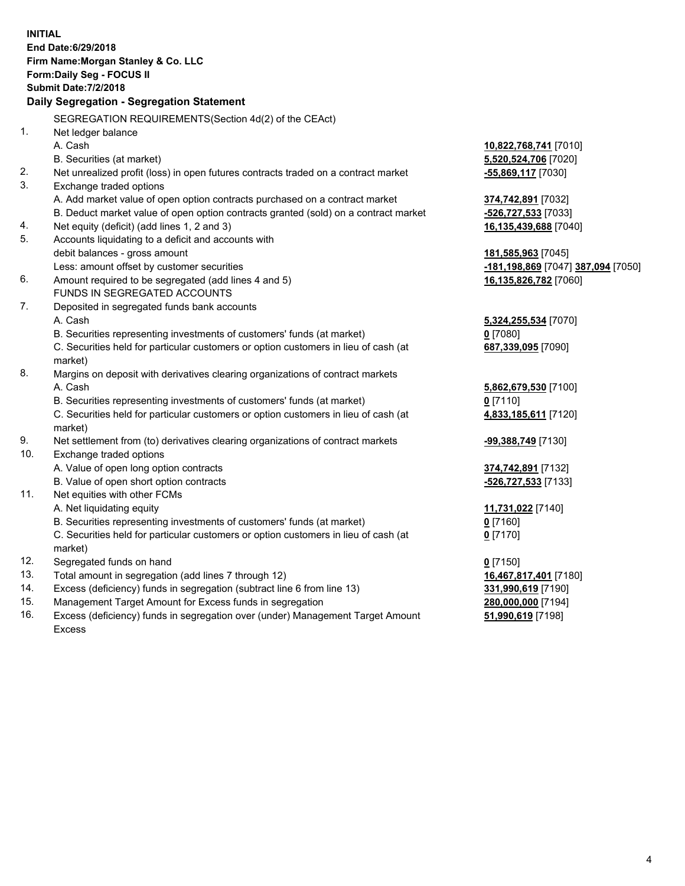**INITIAL**
**End Date:6/29/2018**
**Firm Name:Morgan Stanley & Co. LLC**
**Form:Daily Seg - FOCUS II**
**Submit Date:7/2/2018**

## Daily Segregation - Segregation Statement

SEGREGATION REQUIREMENTS(Section 4d(2) of the CEAct)

| | | |
|---|---|---|
| 1. | Net ledger balance | |
| | A. Cash | **10,822,768,741** [7010] |
| | B. Securities (at market) | **5,520,524,706** [7020] |
| 2. | Net unrealized profit (loss) in open futures contracts traded on a contract market | **-55,869,117** [7030] |
| 3. | Exchange traded options | |
| | A. Add market value of open option contracts purchased on a contract market | **374,742,891** [7032] |
| | B. Deduct market value of open option contracts granted (sold) on a contract market | **-526,727,533** [7033] |
| 4. | Net equity (deficit) (add lines 1, 2 and 3) | **16,135,439,688** [7040] |
| 5. | Accounts liquidating to a deficit and accounts with debit balances - gross amount | **181,585,963** [7045] |
| | Less: amount offset by customer securities | **-181,198,869** [7047] **387,094** [7050] |
| 6. | Amount required to be segregated (add lines 4 and 5) | **16,135,826,782** [7060] |
| | FUNDS IN SEGREGATED ACCOUNTS | |
| 7. | Deposited in segregated funds bank accounts | |
| | A. Cash | **5,324,255,534** [7070] |
| | B. Securities representing investments of customers' funds (at market) | **0** [7080] |
| | C. Securities held for particular customers or option customers in lieu of cash (at market) | **687,339,095** [7090] |
| 8. | Margins on deposit with derivatives clearing organizations of contract markets | |
| | A. Cash | **5,862,679,530** [7100] |
| | B. Securities representing investments of customers' funds (at market) | **0** [7110] |
| | C. Securities held for particular customers or option customers in lieu of cash (at market) | **4,833,185,611** [7120] |
| 9. | Net settlement from (to) derivatives clearing organizations of contract markets | **-99,388,749** [7130] |
| 10. | Exchange traded options | |
| | A. Value of open long option contracts | **374,742,891** [7132] |
| | B. Value of open short option contracts | **-526,727,533** [7133] |
| 11. | Net equities with other FCMs | |
| | A. Net liquidating equity | **11,731,022** [7140] |
| | B. Securities representing investments of customers' funds (at market) | **0** [7160] |
| | C. Securities held for particular customers or option customers in lieu of cash (at market) | **0** [7170] |
| 12. | Segregated funds on hand | **0** [7150] |
| 13. | Total amount in segregation (add lines 7 through 12) | **16,467,817,401** [7180] |
| 14. | Excess (deficiency) funds in segregation (subtract line 6 from line 13) | **331,990,619** [7190] |
| 15. | Management Target Amount for Excess funds in segregation | **280,000,000** [7194] |
| 16. | Excess (deficiency) funds in segregation over (under) Management Target Amount Excess | **51,990,619** [7198] |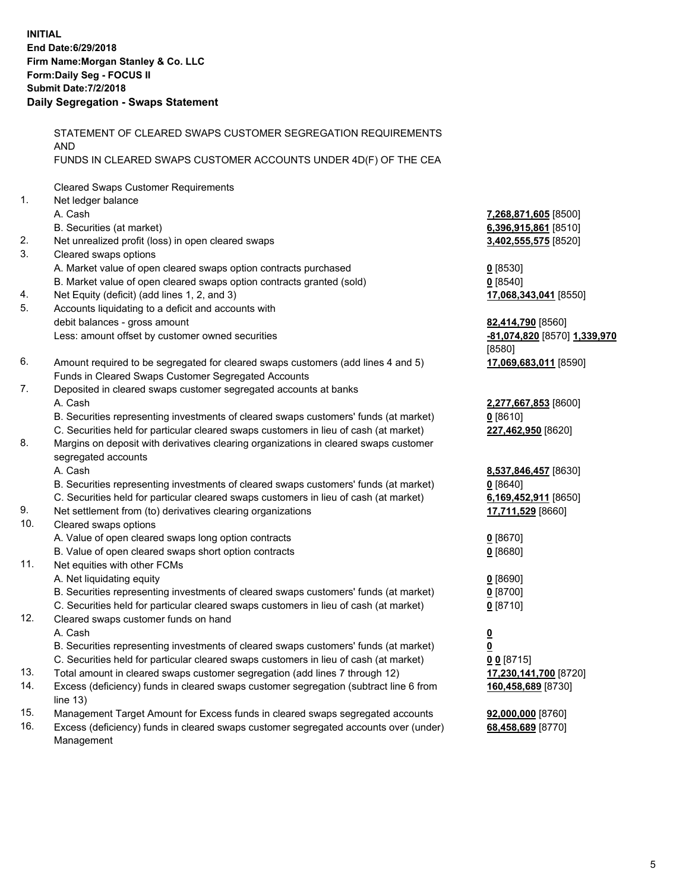**INITIAL**
**End Date:6/29/2018**
**Firm Name:Morgan Stanley & Co. LLC**
**Form:Daily Seg - FOCUS II**
**Submit Date:7/2/2018**
**Daily Segregation - Swaps Statement**

STATEMENT OF CLEARED SWAPS CUSTOMER SEGREGATION REQUIREMENTS AND FUNDS IN CLEARED SWAPS CUSTOMER ACCOUNTS UNDER 4D(F) OF THE CEA

| | | |
|---|---|---|
| | Cleared Swaps Customer Requirements | |
| 1. | Net ledger balance | |
| | A. Cash | **7,268,871,605** [8500] |
| | B. Securities (at market) | **6,396,915,861** [8510] |
| 2. | Net unrealized profit (loss) in open cleared swaps | **3,402,555,575** [8520] |
| 3. | Cleared swaps options | |
| | A. Market value of open cleared swaps option contracts purchased | **0** [8530] |
| | B. Market value of open cleared swaps option contracts granted (sold) | **0** [8540] |
| 4. | Net Equity (deficit) (add lines 1, 2, and 3) | **17,068,343,041** [8550] |
| 5. | Accounts liquidating to a deficit and accounts with debit balances - gross amount | **82,414,790** [8560] |
| | Less: amount offset by customer owned securities | **-81,074,820** [8570] **1,339,970** [8580] |
| 6. | Amount required to be segregated for cleared swaps customers (add lines 4 and 5) | **17,069,683,011** [8590] |
| | Funds in Cleared Swaps Customer Segregated Accounts | |
| 7. | Deposited in cleared swaps customer segregated accounts at banks | |
| | A. Cash | **2,277,667,853** [8600] |
| | B. Securities representing investments of cleared swaps customers' funds (at market) | **0** [8610] |
| | C. Securities held for particular cleared swaps customers in lieu of cash (at market) | **227,462,950** [8620] |
| 8. | Margins on deposit with derivatives clearing organizations in cleared swaps customer segregated accounts | |
| | A. Cash | **8,537,846,457** [8630] |
| | B. Securities representing investments of cleared swaps customers' funds (at market) | **0** [8640] |
| | C. Securities held for particular cleared swaps customers in lieu of cash (at market) | **6,169,452,911** [8650] |
| 9. | Net settlement from (to) derivatives clearing organizations | **17,711,529** [8660] |
| 10. | Cleared swaps options | |
| | A. Value of open cleared swaps long option contracts | **0** [8670] |
| | B. Value of open cleared swaps short option contracts | **0** [8680] |
| 11. | Net equities with other FCMs | |
| | A. Net liquidating equity | **0** [8690] |
| | B. Securities representing investments of cleared swaps customers' funds (at market) | **0** [8700] |
| | C. Securities held for particular cleared swaps customers in lieu of cash (at market) | **0** [8710] |
| 12. | Cleared swaps customer funds on hand | |
| | A. Cash | **0** |
| | B. Securities representing investments of cleared swaps customers' funds (at market) | **0** |
| | C. Securities held for particular cleared swaps customers in lieu of cash (at market) | **0** **0** [8715] |
| 13. | Total amount in cleared swaps customer segregation (add lines 7 through 12) | **17,230,141,700** [8720] |
| 14. | Excess (deficiency) funds in cleared swaps customer segregation (subtract line 6 from line 13) | **160,458,689** [8730] |
| 15. | Management Target Amount for Excess funds in cleared swaps segregated accounts | **92,000,000** [8760] |
| 16. | Excess (deficiency) funds in cleared swaps customer segregated accounts over (under) Management | **68,458,689** [8770] |